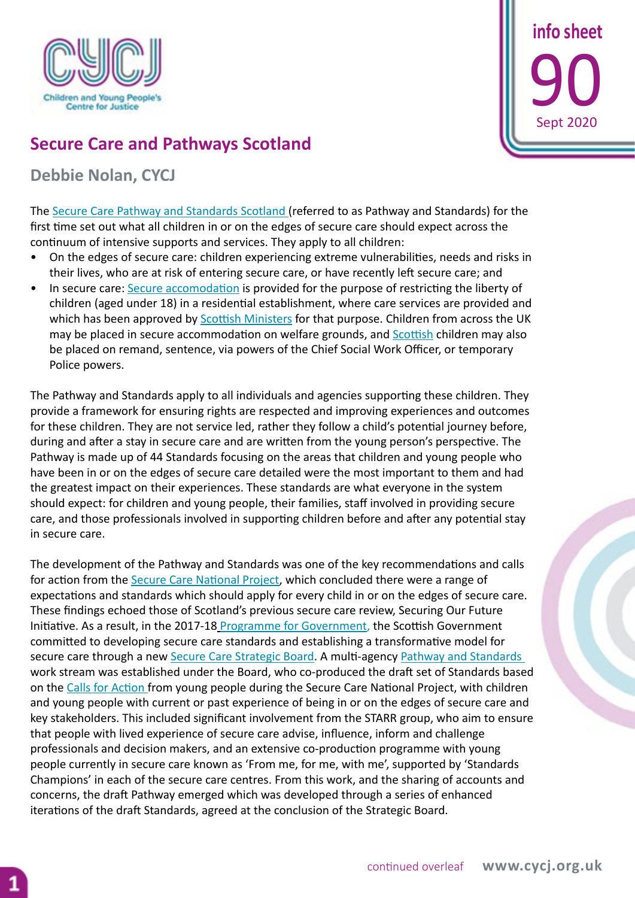# Secure Care and Pathways Scotland

## Debbie Nolan, CYCJ

The Secure Care Pathway and Standards Scotland (referred to as Pathway and Standards) for the first time set out what all children in or on the edges of secure care should expect across the continuum of intensive supports and services. They apply to all children:

- On the edges of secure care: children experiencing extreme vulnerabilities, needs and risks in their lives, who are at risk of entering secure care, or have recently left secure care; and
- In secure care: Secure accomodation is provided for the purpose of restricting the liberty of children (aged under 18) in a residential establishment, where care services are provided and which has been approved by Scottish Ministers for that purpose. Children from across the UK may be placed in secure accommodation on welfare grounds, and Scottish children may also be placed on remand, sentence, via powers of the Chief Social Work Officer, or temporary Police powers.

The Pathway and Standards apply to all individuals and agencies supporting these children. They provide a framework for ensuring rights are respected and improving experiences and outcomes for these children. They are not service led, rather they follow a child's potential journey before, during and after a stay in secure care and are written from the young person's perspective. The Pathway is made up of 44 Standards focusing on the areas that children and young people who have been in or on the edges of secure care detailed were the most important to them and had the greatest impact on their experiences. These standards are what everyone in the system should expect: for children and young people, their families, staff involved in providing secure care, and those professionals involved in supporting children before and after any potential stay in secure care.

The development of the Pathway and Standards was one of the key recommendations and calls for action from the Secure Care National Project, which concluded there were a range of expectations and standards which should apply for every child in or on the edges of secure care. These findings echoed those of Scotland's previous secure care review, Securing Our Future Initiative. As a result, in the 2017-18 Programme for Government, the Scottish Government committed to developing secure care standards and establishing a transformative model for secure care through a new Secure Care Strategic Board. A multi-agency Pathway and Standards work stream was established under the Board, who co-produced the draft set of Standards based on the Calls for Action from young people during the Secure Care National Project, with children and young people with current or past experience of being in or on the edges of secure care and key stakeholders. This included significant involvement from the STARR group, who aim to ensure that people with lived experience of secure care advise, influence, inform and challenge professionals and decision makers, and an extensive co-production programme with young people currently in secure care known as 'From me, for me, with me', supported by 'Standards Champions' in each of the secure care centres. From this work, and the sharing of accounts and concerns, the draft Pathway emerged which was developed through a series of enhanced iterations of the draft Standards, agreed at the conclusion of the Strategic Board.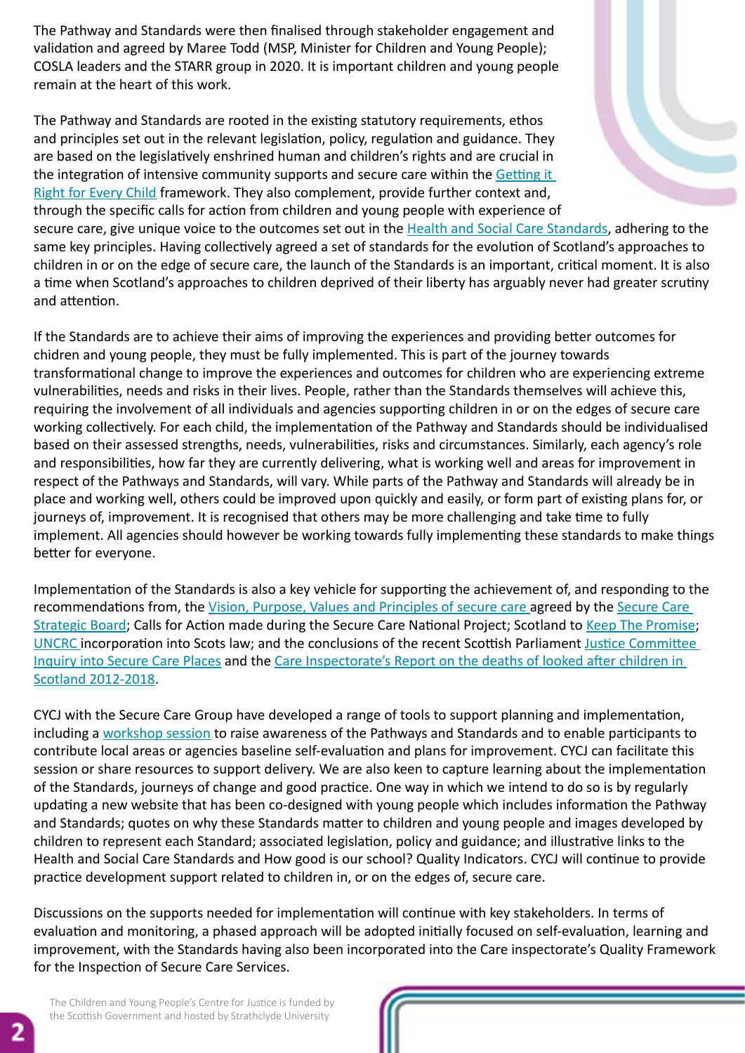The Pathway and Standards were then finalised through stakeholder engagement and validation and agreed by Maree Todd (MSP, Minister for Children and Young People); COSLA leaders and the STARR group in 2020. It is important children and young people remain at the heart of this work.

The Pathway and Standards are rooted in the existing statutory requirements, ethos and principles set out in the relevant legislation, policy, regulation and guidance. They are based on the legislatively enshrined human and children's rights and are crucial in the integration of intensive community supports and secure care within the Getting it Right for Every Child framework. They also complement, provide further context and, through the specific calls for action from children and young people with experience of secure care, give unique voice to the outcomes set out in the Health and Social Care Standards, adhering to the same key principles. Having collectively agreed a set of standards for the evolution of Scotland's approaches to children in or on the edge of secure care, the launch of the Standards is an important, critical moment. It is also a time when Scotland's approaches to children deprived of their liberty has arguably never had greater scrutiny and attention.

If the Standards are to achieve their aims of improving the experiences and providing better outcomes for chidren and young people, they must be fully implemented. This is part of the journey towards transformational change to improve the experiences and outcomes for children who are experiencing extreme vulnerabilities, needs and risks in their lives. People, rather than the Standards themselves will achieve this, requiring the involvement of all individuals and agencies supporting children in or on the edges of secure care working collectively. For each child, the implementation of the Pathway and Standards should be individualised based on their assessed strengths, needs, vulnerabilities, risks and circumstances. Similarly, each agency's role and responsibilities, how far they are currently delivering, what is working well and areas for improvement in respect of the Pathways and Standards, will vary. While parts of the Pathway and Standards will already be in place and working well, others could be improved upon quickly and easily, or form part of existing plans for, or journeys of, improvement. It is recognised that others may be more challenging and take time to fully implement. All agencies should however be working towards fully implementing these standards to make things better for everyone.

Implementation of the Standards is also a key vehicle for supporting the achievement of, and responding to the recommendations from, the Vision, Purpose, Values and Principles of secure care agreed by the Secure Care Strategic Board; Calls for Action made during the Secure Care National Project; Scotland to Keep The Promise; UNCRC incorporation into Scots law; and the conclusions of the recent Scottish Parliament Justice Committee Inquiry into Secure Care Places and the Care Inspectorate's Report on the deaths of looked after children in Scotland 2012-2018.

CYCJ with the Secure Care Group have developed a range of tools to support planning and implementation, including a workshop session to raise awareness of the Pathways and Standards and to enable participants to contribute local areas or agencies baseline self-evaluation and plans for improvement. CYCJ can facilitate this session or share resources to support delivery. We are also keen to capture learning about the implementation of the Standards, journeys of change and good practice. One way in which we intend to do so is by regularly updating a new website that has been co-designed with young people which includes information the Pathway and Standards; quotes on why these Standards matter to children and young people and images developed by children to represent each Standard; associated legislation, policy and guidance; and illustrative links to the Health and Social Care Standards and How good is our school? Quality Indicators. CYCJ will continue to provide practice development support related to children in, or on the edges of, secure care.

Discussions on the supports needed for implementation will continue with key stakeholders. In terms of evaluation and monitoring, a phased approach will be adopted initially focused on self-evaluation, learning and improvement, with the Standards having also been incorporated into the Care inspectorate's Quality Framework for the Inspection of Secure Care Services.

The Children and Young People's Centre for Justice is funded by the Scottish Government and hosted by Strathclyde University